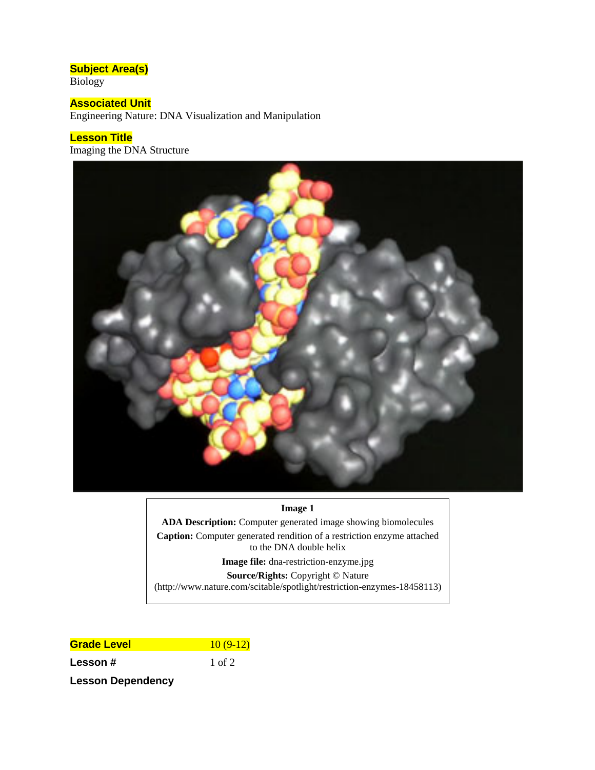## Subject Area(s)

Biology

## Associated Unit

Engineering Nature: DNA Visualization and Manipulation

## Lesson Title

Imaging the DNA Structure

**Image 1**

**ADA Description:** Computer generated image showing biomolecules

**Caption:** Computer generated rendition of a restriction enzyme attached to the DNA double helix

**Image file:** dna-restriction-enzyme.jpg

**Source/Rights:** Copyright © Nature (http://www.nature.com/scitable/spotlight/restriction-enzymes-18458113)

| | |
|---|---|
| **Grade Level** | 10 (9-12) |
| **Lesson #** | 1 of 2 |
| **Lesson Dependency** | |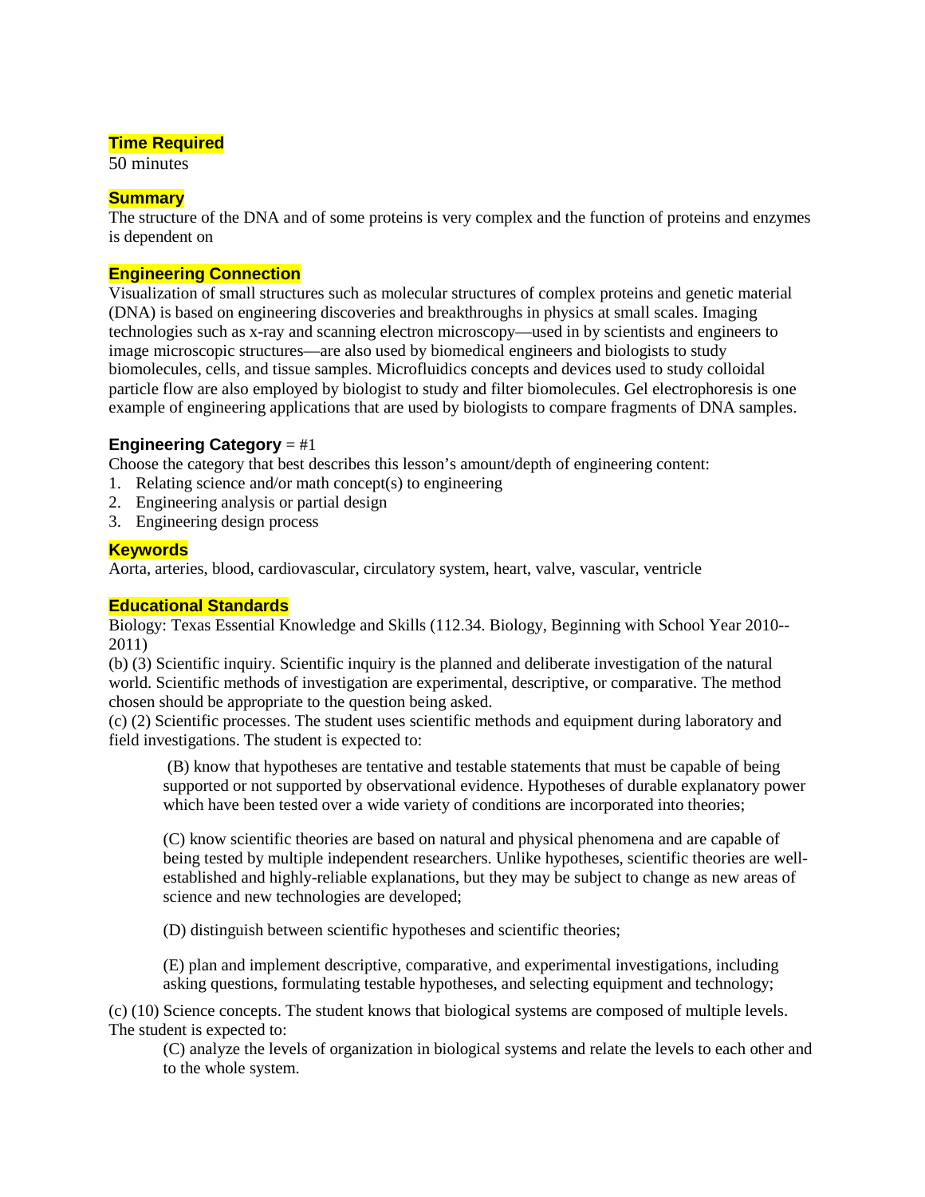## Time Required

50 minutes

## Summary

The structure of the DNA and of some proteins is very complex and the function of proteins and enzymes is dependent on

## Engineering Connection

Visualization of small structures such as molecular structures of complex proteins and genetic material (DNA) is based on engineering discoveries and breakthroughs in physics at small scales. Imaging technologies such as x-ray and scanning electron microscopy—used in by scientists and engineers to image microscopic structures—are also used by biomedical engineers and biologists to study biomolecules, cells, and tissue samples. Microfluidics concepts and devices used to study colloidal particle flow are also employed by biologist to study and filter biomolecules. Gel electrophoresis is one example of engineering applications that are used by biologists to compare fragments of DNA samples.

**Engineering Category** = #1

Choose the category that best describes this lesson's amount/depth of engineering content:

1. Relating science and/or math concept(s) to engineering
2. Engineering analysis or partial design
3. Engineering design process

## Keywords

Aorta, arteries, blood, cardiovascular, circulatory system, heart, valve, vascular, ventricle

## Educational Standards

Biology: Texas Essential Knowledge and Skills (112.34. Biology, Beginning with School Year 2010--2011)

(b) (3) Scientific inquiry. Scientific inquiry is the planned and deliberate investigation of the natural world. Scientific methods of investigation are experimental, descriptive, or comparative. The method chosen should be appropriate to the question being asked.

(c) (2) Scientific processes. The student uses scientific methods and equipment during laboratory and field investigations. The student is expected to:

> (B) know that hypotheses are tentative and testable statements that must be capable of being supported or not supported by observational evidence. Hypotheses of durable explanatory power which have been tested over a wide variety of conditions are incorporated into theories;
>
> (C) know scientific theories are based on natural and physical phenomena and are capable of being tested by multiple independent researchers. Unlike hypotheses, scientific theories are well-established and highly-reliable explanations, but they may be subject to change as new areas of science and new technologies are developed;
>
> (D) distinguish between scientific hypotheses and scientific theories;
>
> (E) plan and implement descriptive, comparative, and experimental investigations, including asking questions, formulating testable hypotheses, and selecting equipment and technology;

(c) (10) Science concepts. The student knows that biological systems are composed of multiple levels. The student is expected to:

> (C) analyze the levels of organization in biological systems and relate the levels to each other and to the whole system.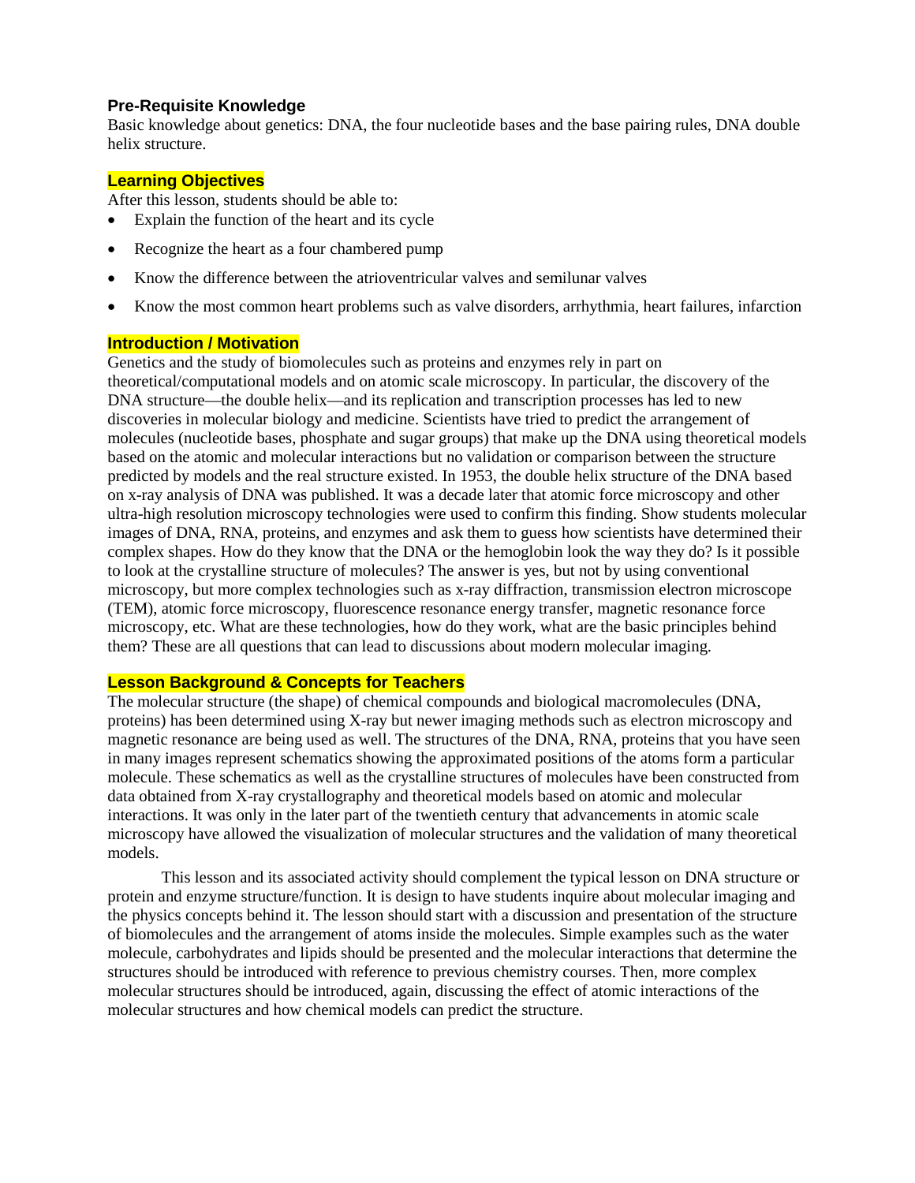### Pre-Requisite Knowledge

Basic knowledge about genetics: DNA, the four nucleotide bases and the base pairing rules, DNA double helix structure.

### Learning Objectives

After this lesson, students should be able to:

- Explain the function of the heart and its cycle
- Recognize the heart as a four chambered pump
- Know the difference between the atrioventricular valves and semilunar valves
- Know the most common heart problems such as valve disorders, arrhythmia, heart failures, infarction

### Introduction / Motivation

Genetics and the study of biomolecules such as proteins and enzymes rely in part on theoretical/computational models and on atomic scale microscopy. In particular, the discovery of the DNA structure—the double helix—and its replication and transcription processes has led to new discoveries in molecular biology and medicine. Scientists have tried to predict the arrangement of molecules (nucleotide bases, phosphate and sugar groups) that make up the DNA using theoretical models based on the atomic and molecular interactions but no validation or comparison between the structure predicted by models and the real structure existed. In 1953, the double helix structure of the DNA based on x-ray analysis of DNA was published. It was a decade later that atomic force microscopy and other ultra-high resolution microscopy technologies were used to confirm this finding. Show students molecular images of DNA, RNA, proteins, and enzymes and ask them to guess how scientists have determined their complex shapes. How do they know that the DNA or the hemoglobin look the way they do? Is it possible to look at the crystalline structure of molecules? The answer is yes, but not by using conventional microscopy, but more complex technologies such as x-ray diffraction, transmission electron microscope (TEM), atomic force microscopy, fluorescence resonance energy transfer, magnetic resonance force microscopy, etc. What are these technologies, how do they work, what are the basic principles behind them? These are all questions that can lead to discussions about modern molecular imaging.

### Lesson Background & Concepts for Teachers

The molecular structure (the shape) of chemical compounds and biological macromolecules (DNA, proteins) has been determined using X-ray but newer imaging methods such as electron microscopy and magnetic resonance are being used as well. The structures of the DNA, RNA, proteins that you have seen in many images represent schematics showing the approximated positions of the atoms form a particular molecule. These schematics as well as the crystalline structures of molecules have been constructed from data obtained from X-ray crystallography and theoretical models based on atomic and molecular interactions. It was only in the later part of the twentieth century that advancements in atomic scale microscopy have allowed the visualization of molecular structures and the validation of many theoretical models.

This lesson and its associated activity should complement the typical lesson on DNA structure or protein and enzyme structure/function. It is design to have students inquire about molecular imaging and the physics concepts behind it. The lesson should start with a discussion and presentation of the structure of biomolecules and the arrangement of atoms inside the molecules. Simple examples such as the water molecule, carbohydrates and lipids should be presented and the molecular interactions that determine the structures should be introduced with reference to previous chemistry courses. Then, more complex molecular structures should be introduced, again, discussing the effect of atomic interactions of the molecular structures and how chemical models can predict the structure.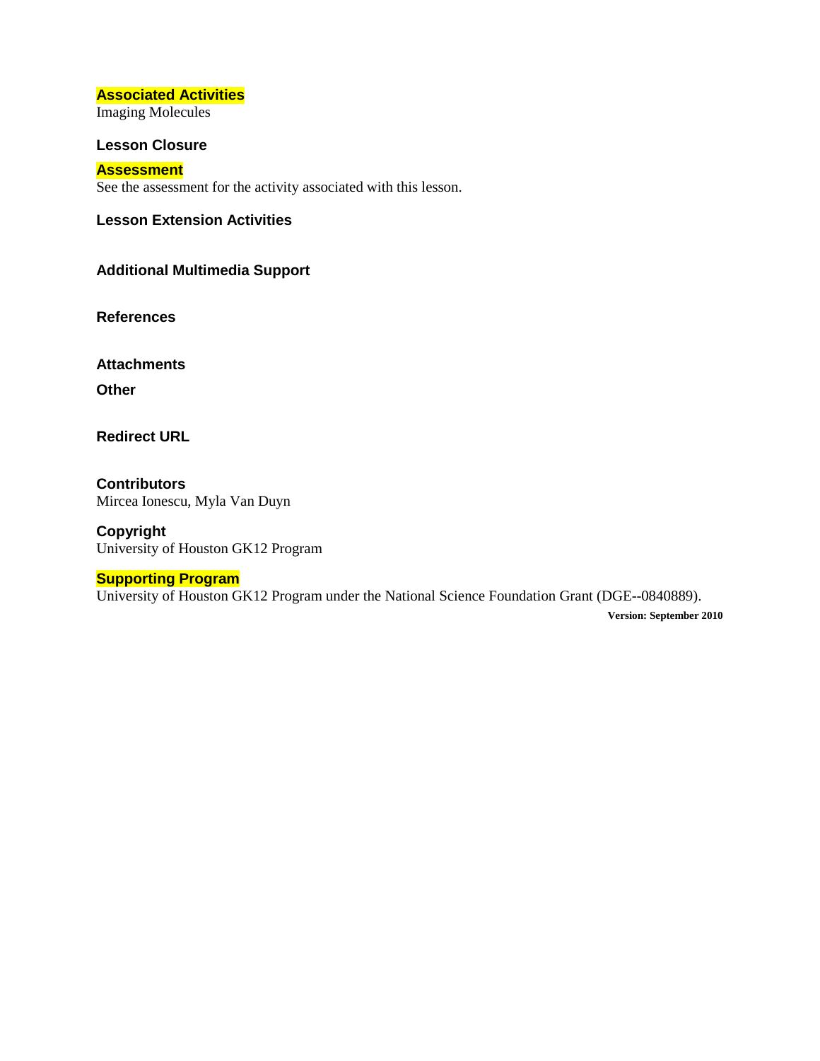## Associated Activities

Imaging Molecules

## Lesson Closure

## Assessment

See the assessment for the activity associated with this lesson.

## Lesson Extension Activities

## Additional Multimedia Support

## References

## Attachments

## Other

## Redirect URL

## Contributors

Mircea Ionescu, Myla Van Duyn

## Copyright

University of Houston GK12 Program

## Supporting Program

University of Houston GK12 Program under the National Science Foundation Grant (DGE--0840889).

**Version: September 2010**